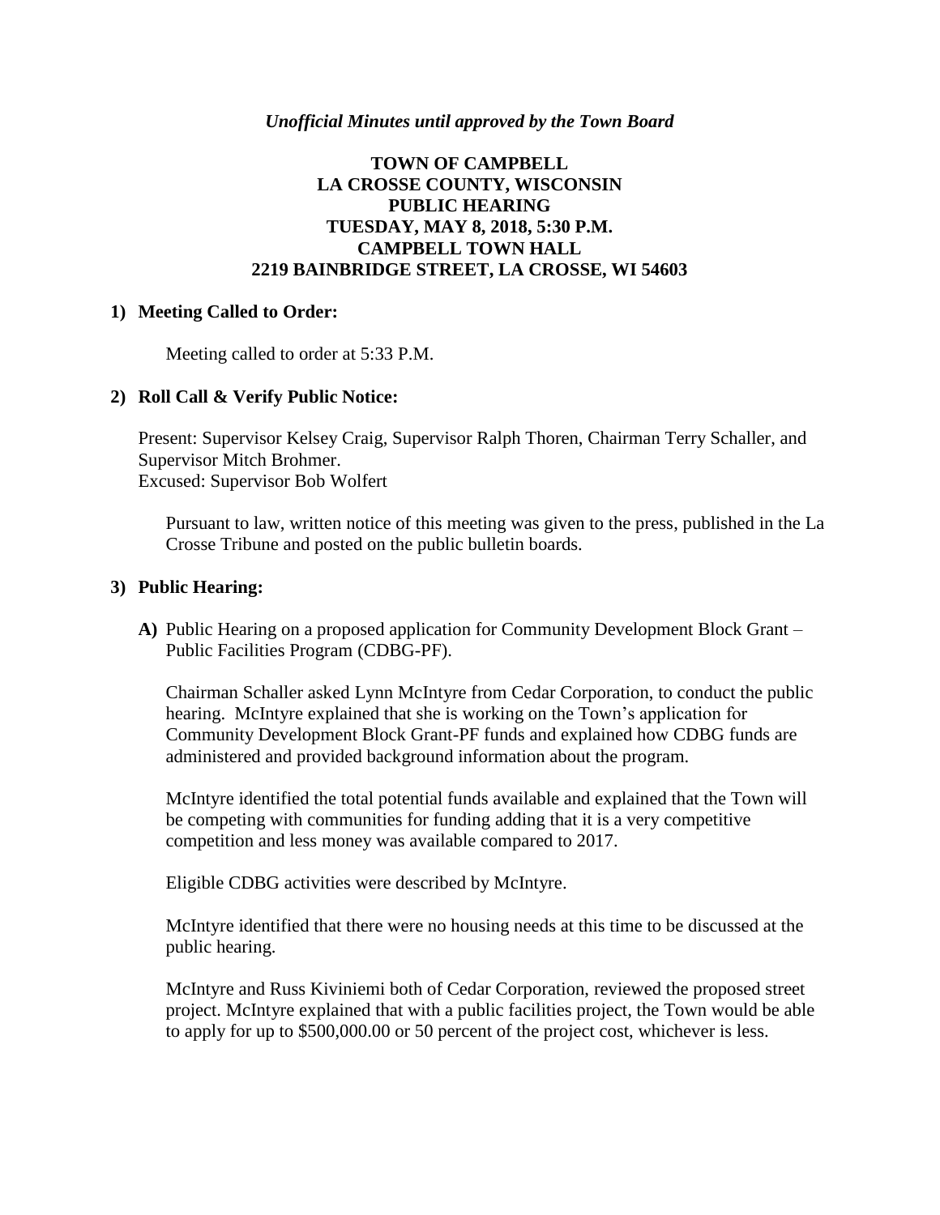*Unofficial Minutes until approved by the Town Board*

**TOWN OF CAMPBELL**
**LA CROSSE COUNTY, WISCONSIN**
**PUBLIC HEARING**
**TUESDAY, MAY 8, 2018, 5:30 P.M.**
**CAMPBELL TOWN HALL**
**2219 BAINBRIDGE STREET, LA CROSSE, WI 54603**

**1) Meeting Called to Order:**

Meeting called to order at 5:33 P.M.

**2) Roll Call & Verify Public Notice:**

Present: Supervisor Kelsey Craig, Supervisor Ralph Thoren, Chairman Terry Schaller, and Supervisor Mitch Brohmer.
Excused: Supervisor Bob Wolfert

Pursuant to law, written notice of this meeting was given to the press, published in the La Crosse Tribune and posted on the public bulletin boards.

**3) Public Hearing:**

**A)** Public Hearing on a proposed application for Community Development Block Grant – Public Facilities Program (CDBG-PF).

Chairman Schaller asked Lynn McIntyre from Cedar Corporation, to conduct the public hearing. McIntyre explained that she is working on the Town's application for Community Development Block Grant-PF funds and explained how CDBG funds are administered and provided background information about the program.

McIntyre identified the total potential funds available and explained that the Town will be competing with communities for funding adding that it is a very competitive competition and less money was available compared to 2017.

Eligible CDBG activities were described by McIntyre.

McIntyre identified that there were no housing needs at this time to be discussed at the public hearing.

McIntyre and Russ Kiviniemi both of Cedar Corporation, reviewed the proposed street project. McIntyre explained that with a public facilities project, the Town would be able to apply for up to $500,000.00 or 50 percent of the project cost, whichever is less.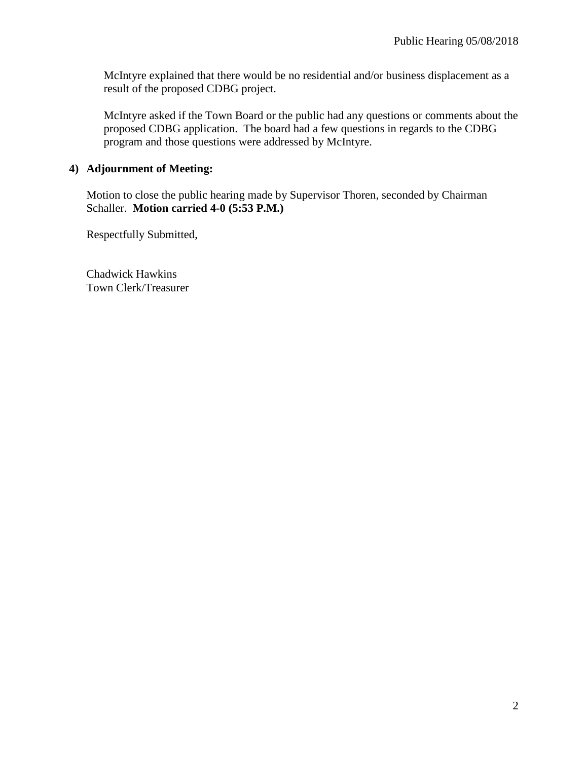McIntyre explained that there would be no residential and/or business displacement as a result of the proposed CDBG project.

McIntyre asked if the Town Board or the public had any questions or comments about the proposed CDBG application. The board had a few questions in regards to the CDBG program and those questions were addressed by McIntyre.

**4) Adjournment of Meeting:**

Motion to close the public hearing made by Supervisor Thoren, seconded by Chairman Schaller. **Motion carried 4-0 (5:53 P.M.)**

Respectfully Submitted,

Chadwick Hawkins
Town Clerk/Treasurer